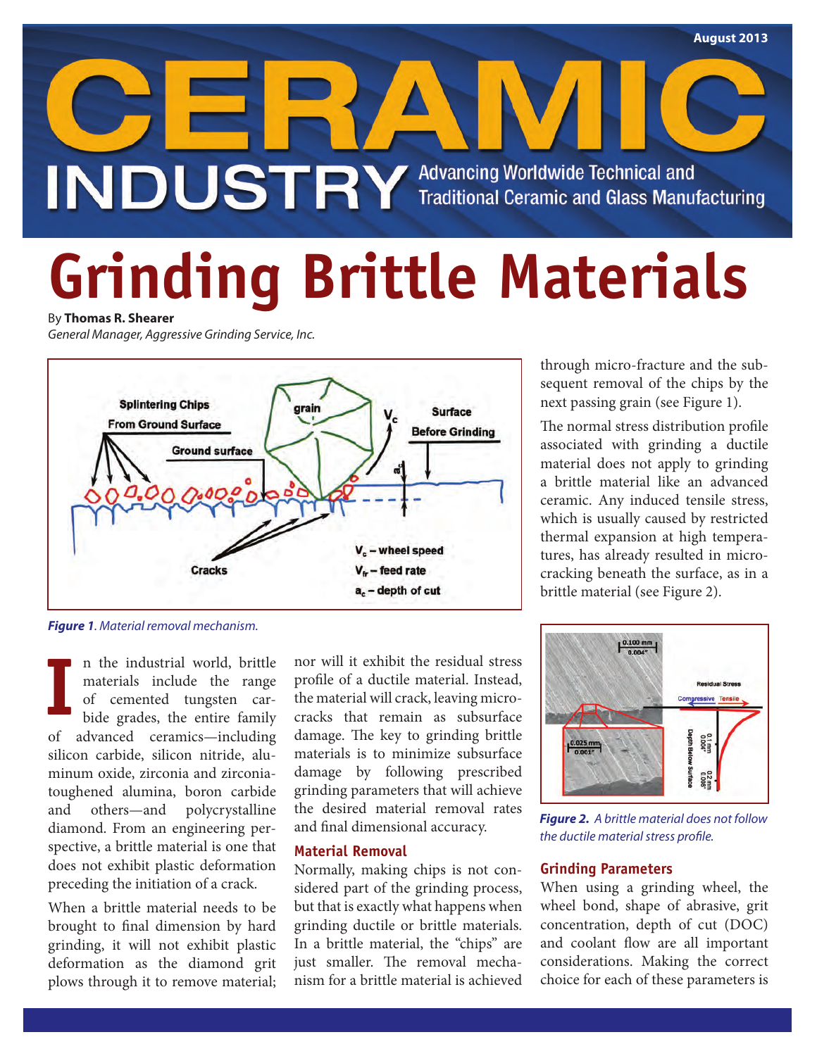# Grinding Brittle Materials

By **Thomas R. Shearer**
*General Manager, Aggressive Grinding Service, Inc.*

***Figure 1**. Material removal mechanism.*

In the industrial world, brittle materials include the range of cemented tungsten carbide grades, the entire family of advanced ceramics—including silicon carbide, silicon nitride, aluminum oxide, zirconia and zirconia-toughened alumina, boron carbide and others—and polycrystalline diamond. From an engineering perspective, a brittle material is one that does not exhibit plastic deformation preceding the initiation of a crack.

When a brittle material needs to be brought to final dimension by hard grinding, it will not exhibit plastic deformation as the diamond grit plows through it to remove material; nor will it exhibit the residual stress profile of a ductile material. Instead, the material will crack, leaving microcracks that remain as subsurface damage. The key to grinding brittle materials is to minimize subsurface damage by following prescribed grinding parameters that will achieve the desired material removal rates and final dimensional accuracy.

### Material Removal

Normally, making chips is not considered part of the grinding process, but that is exactly what happens when grinding ductile or brittle materials. In a brittle material, the "chips" are just smaller. The removal mechanism for a brittle material is achieved through micro-fracture and the subsequent removal of the chips by the next passing grain (see Figure 1).

The normal stress distribution profile associated with grinding a ductile material does not apply to grinding a brittle material like an advanced ceramic. Any induced tensile stress, which is usually caused by restricted thermal expansion at high temperatures, has already resulted in microcracking beneath the surface, as in a brittle material (see Figure 2).

***Figure 2.** A brittle material does not follow the ductile material stress profile.*

### Grinding Parameters

When using a grinding wheel, the wheel bond, shape of abrasive, grit concentration, depth of cut (DOC) and coolant flow are all important considerations. Making the correct choice for each of these parameters is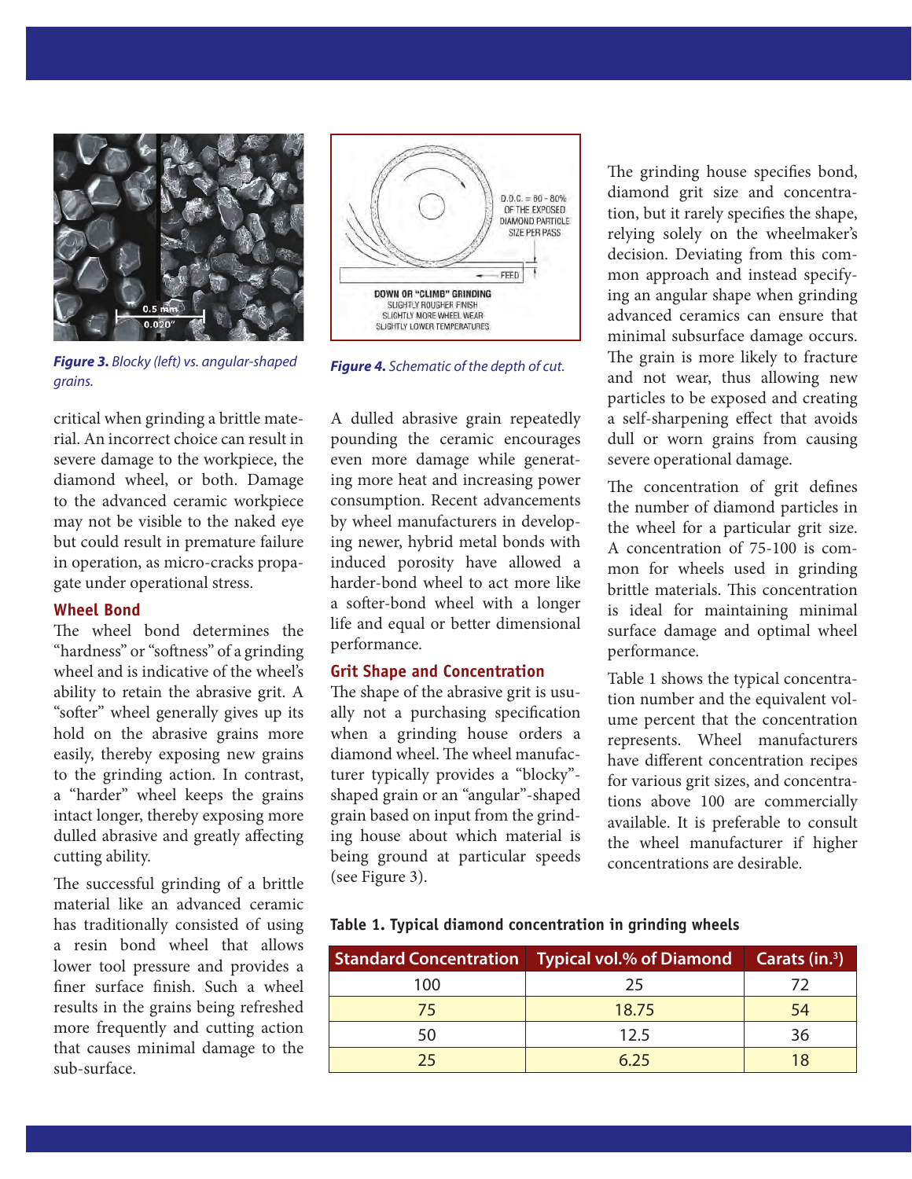*Figure 3. Blocky (left) vs. angular-shaped grains.*

*Figure 4. Schematic of the depth of cut.*

critical when grinding a brittle material. An incorrect choice can result in severe damage to the workpiece, the diamond wheel, or both. Damage to the advanced ceramic workpiece may not be visible to the naked eye but could result in premature failure in operation, as micro-cracks propagate under operational stress.

### Wheel Bond

The wheel bond determines the "hardness" or "softness" of a grinding wheel and is indicative of the wheel's ability to retain the abrasive grit. A "softer" wheel generally gives up its hold on the abrasive grains more easily, thereby exposing new grains to the grinding action. In contrast, a "harder" wheel keeps the grains intact longer, thereby exposing more dulled abrasive and greatly affecting cutting ability.

The successful grinding of a brittle material like an advanced ceramic has traditionally consisted of using a resin bond wheel that allows lower tool pressure and provides a finer surface finish. Such a wheel results in the grains being refreshed more frequently and cutting action that causes minimal damage to the sub-surface.

A dulled abrasive grain repeatedly pounding the ceramic encourages even more damage while generating more heat and increasing power consumption. Recent advancements by wheel manufacturers in developing newer, hybrid metal bonds with induced porosity have allowed a harder-bond wheel to act more like a softer-bond wheel with a longer life and equal or better dimensional performance.

### Grit Shape and Concentration

The shape of the abrasive grit is usually not a purchasing specification when a grinding house orders a diamond wheel. The wheel manufacturer typically provides a "blocky"-shaped grain or an "angular"-shaped grain based on input from the grinding house about which material is being ground at particular speeds (see Figure 3).

The grinding house specifies bond, diamond grit size and concentration, but it rarely specifies the shape, relying solely on the wheelmaker's decision. Deviating from this common approach and instead specifying an angular shape when grinding advanced ceramics can ensure that minimal subsurface damage occurs. The grain is more likely to fracture and not wear, thus allowing new particles to be exposed and creating a self-sharpening effect that avoids dull or worn grains from causing severe operational damage.

The concentration of grit defines the number of diamond particles in the wheel for a particular grit size. A concentration of 75-100 is common for wheels used in grinding brittle materials. This concentration is ideal for maintaining minimal surface damage and optimal wheel performance.

Table 1 shows the typical concentration number and the equivalent volume percent that the concentration represents. Wheel manufacturers have different concentration recipes for various grit sizes, and concentrations above 100 are commercially available. It is preferable to consult the wheel manufacturer if higher concentrations are desirable.

**Table 1. Typical diamond concentration in grinding wheels**

| Standard Concentration | Typical vol.% of Diamond | Carats (in.$^3$) |
|---|---|---|
| 100 | 25 | 72 |
| 75 | 18.75 | 54 |
| 50 | 12.5 | 36 |
| 25 | 6.25 | 18 |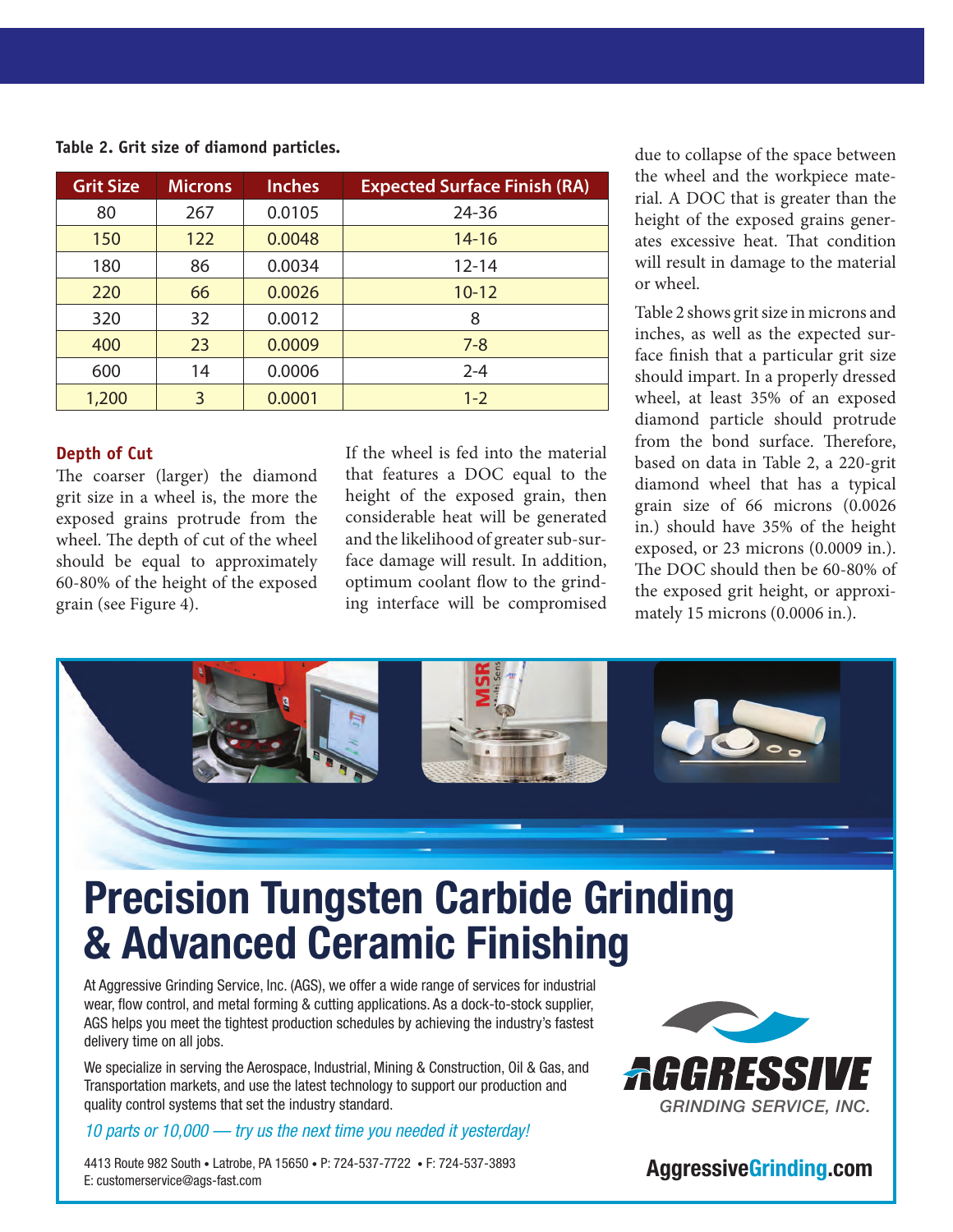**Table 2. Grit size of diamond particles.**

| Grit Size | Microns | Inches | Expected Surface Finish (RA) |
|---|---|---|---|
| 80 | 267 | 0.0105 | 24-36 |
| 150 | 122 | 0.0048 | 14-16 |
| 180 | 86 | 0.0034 | 12-14 |
| 220 | 66 | 0.0026 | 10-12 |
| 320 | 32 | 0.0012 | 8 |
| 400 | 23 | 0.0009 | 7-8 |
| 600 | 14 | 0.0006 | 2-4 |
| 1,200 | 3 | 0.0001 | 1-2 |

### Depth of Cut

The coarser (larger) the diamond grit size in a wheel is, the more the exposed grains protrude from the wheel. The depth of cut of the wheel should be equal to approximately 60-80% of the height of the exposed grain (see Figure 4).

If the wheel is fed into the material that features a DOC equal to the height of the exposed grain, then considerable heat will be generated and the likelihood of greater sub-surface damage will result. In addition, optimum coolant flow to the grinding interface will be compromised due to collapse of the space between the wheel and the workpiece material. A DOC that is greater than the height of the exposed grains generates excessive heat. That condition will result in damage to the material or wheel.

Table 2 shows grit size in microns and inches, as well as the expected surface finish that a particular grit size should impart. In a properly dressed wheel, at least 35% of an exposed diamond particle should protrude from the bond surface. Therefore, based on data in Table 2, a 220-grit diamond wheel that has a typical grain size of 66 microns (0.0026 in.) should have 35% of the height exposed, or 23 microns (0.0009 in.). The DOC should then be 60-80% of the exposed grit height, or approximately 15 microns (0.0006 in.).

# Precision Tungsten Carbide Grinding & Advanced Ceramic Finishing

At Aggressive Grinding Service, Inc. (AGS), we offer a wide range of services for industrial wear, flow control, and metal forming & cutting applications. As a dock-to-stock supplier, AGS helps you meet the tightest production schedules by achieving the industry's fastest delivery time on all jobs.

We specialize in serving the Aerospace, Industrial, Mining & Construction, Oil & Gas, and Transportation markets, and use the latest technology to support our production and quality control systems that set the industry standard.

*10 parts or 10,000 — try us the next time you needed it yesterday!*

4413 Route 982 South • Latrobe, PA 15650 • P: 724-537-7722 • F: 724-537-3893
E: customerservice@ags-fast.com

AGGRESSIVE GRINDING SERVICE, INC.

AggressiveGrinding.com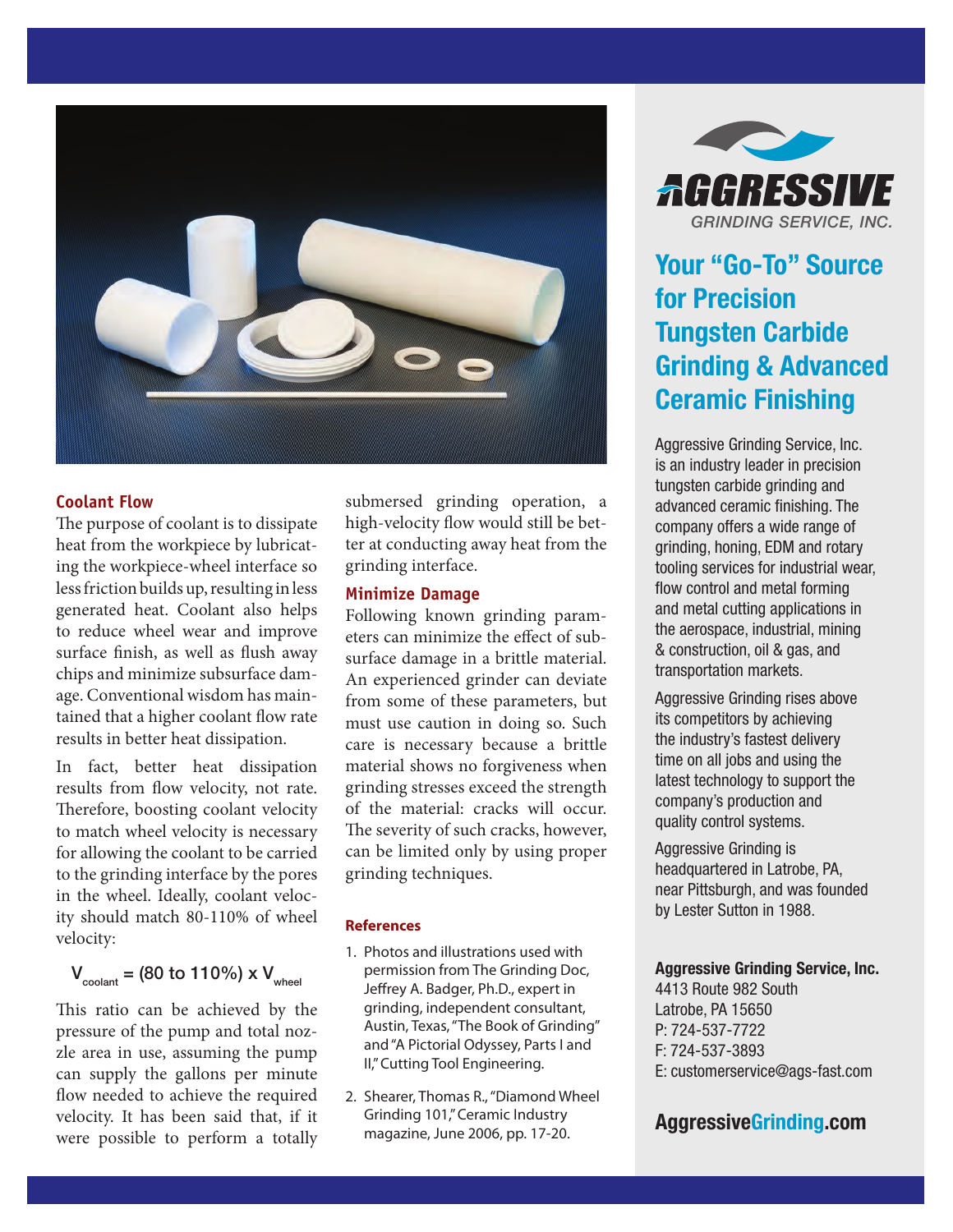## Coolant Flow

The purpose of coolant is to dissipate heat from the workpiece by lubricating the workpiece-wheel interface so less friction builds up, resulting in less generated heat. Coolant also helps to reduce wheel wear and improve surface finish, as well as flush away chips and minimize subsurface damage. Conventional wisdom has maintained that a higher coolant flow rate results in better heat dissipation.

In fact, better heat dissipation results from flow velocity, not rate. Therefore, boosting coolant velocity to match wheel velocity is necessary for allowing the coolant to be carried to the grinding interface by the pores in the wheel. Ideally, coolant velocity should match 80-110% of wheel velocity:

$$V_{coolant} = (80 \text{ to } 110\%) \times V_{wheel}$$

This ratio can be achieved by the pressure of the pump and total nozzle area in use, assuming the pump can supply the gallons per minute flow needed to achieve the required velocity. It has been said that, if it were possible to perform a totally submersed grinding operation, a high-velocity flow would still be better at conducting away heat from the grinding interface.

## Minimize Damage

Following known grinding parameters can minimize the effect of subsurface damage in a brittle material. An experienced grinder can deviate from some of these parameters, but must use caution in doing so. Such care is necessary because a brittle material shows no forgiveness when grinding stresses exceed the strength of the material: cracks will occur. The severity of such cracks, however, can be limited only by using proper grinding techniques.

### References

1. Photos and illustrations used with permission from The Grinding Doc, Jeffrey A. Badger, Ph.D., expert in grinding, independent consultant, Austin, Texas, "The Book of Grinding" and "A Pictorial Odyssey, Parts I and II," Cutting Tool Engineering.
2. Shearer, Thomas R., "Diamond Wheel Grinding 101," Ceramic Industry magazine, June 2006, pp. 17-20.

AGGRESSIVE GRINDING SERVICE, INC.

## Your "Go-To" Source for Precision Tungsten Carbide Grinding & Advanced Ceramic Finishing

Aggressive Grinding Service, Inc. is an industry leader in precision tungsten carbide grinding and advanced ceramic finishing. The company offers a wide range of grinding, honing, EDM and rotary tooling services for industrial wear, flow control and metal forming and metal cutting applications in the aerospace, industrial, mining & construction, oil & gas, and transportation markets.

Aggressive Grinding rises above its competitors by achieving the industry's fastest delivery time on all jobs and using the latest technology to support the company's production and quality control systems.

Aggressive Grinding is headquartered in Latrobe, PA, near Pittsburgh, and was founded by Lester Sutton in 1988.

**Aggressive Grinding Service, Inc.**
4413 Route 982 South
Latrobe, PA 15650
P: 724-537-7722
F: 724-537-3893
E: customerservice@ags-fast.com

**AggressiveGrinding.com**